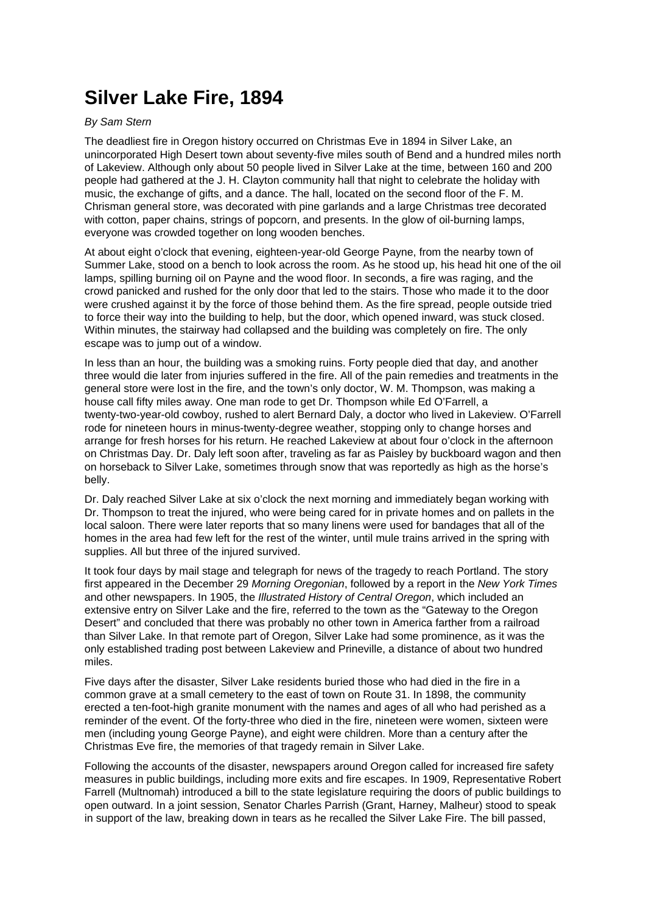# Silver Lake Fire, 1894

*By Sam Stern*

The deadliest fire in Oregon history occurred on Christmas Eve in 1894 in Silver Lake, an unincorporated High Desert town about seventy-five miles south of Bend and a hundred miles north of Lakeview. Although only about 50 people lived in Silver Lake at the time, between 160 and 200 people had gathered at the J. H. Clayton community hall that night to celebrate the holiday with music, the exchange of gifts, and a dance. The hall, located on the second floor of the F. M. Chrisman general store, was decorated with pine garlands and a large Christmas tree decorated with cotton, paper chains, strings of popcorn, and presents. In the glow of oil-burning lamps, everyone was crowded together on long wooden benches.

At about eight o'clock that evening, eighteen-year-old George Payne, from the nearby town of Summer Lake, stood on a bench to look across the room. As he stood up, his head hit one of the oil lamps, spilling burning oil on Payne and the wood floor. In seconds, a fire was raging, and the crowd panicked and rushed for the only door that led to the stairs. Those who made it to the door were crushed against it by the force of those behind them. As the fire spread, people outside tried to force their way into the building to help, but the door, which opened inward, was stuck closed. Within minutes, the stairway had collapsed and the building was completely on fire. The only escape was to jump out of a window.

In less than an hour, the building was a smoking ruins. Forty people died that day, and another three would die later from injuries suffered in the fire. All of the pain remedies and treatments in the general store were lost in the fire, and the town's only doctor, W. M. Thompson, was making a house call fifty miles away. One man rode to get Dr. Thompson while Ed O'Farrell, a twenty-two-year-old cowboy, rushed to alert Bernard Daly, a doctor who lived in Lakeview. O'Farrell rode for nineteen hours in minus-twenty-degree weather, stopping only to change horses and arrange for fresh horses for his return. He reached Lakeview at about four o'clock in the afternoon on Christmas Day. Dr. Daly left soon after, traveling as far as Paisley by buckboard wagon and then on horseback to Silver Lake, sometimes through snow that was reportedly as high as the horse's belly.

Dr. Daly reached Silver Lake at six o'clock the next morning and immediately began working with Dr. Thompson to treat the injured, who were being cared for in private homes and on pallets in the local saloon. There were later reports that so many linens were used for bandages that all of the homes in the area had few left for the rest of the winter, until mule trains arrived in the spring with supplies. All but three of the injured survived.

It took four days by mail stage and telegraph for news of the tragedy to reach Portland. The story first appeared in the December 29 *Morning Oregonian*, followed by a report in the *New York Times* and other newspapers. In 1905, the *Illustrated History of Central Oregon*, which included an extensive entry on Silver Lake and the fire, referred to the town as the "Gateway to the Oregon Desert" and concluded that there was probably no other town in America farther from a railroad than Silver Lake. In that remote part of Oregon, Silver Lake had some prominence, as it was the only established trading post between Lakeview and Prineville, a distance of about two hundred miles.

Five days after the disaster, Silver Lake residents buried those who had died in the fire in a common grave at a small cemetery to the east of town on Route 31. In 1898, the community erected a ten-foot-high granite monument with the names and ages of all who had perished as a reminder of the event. Of the forty-three who died in the fire, nineteen were women, sixteen were men (including young George Payne), and eight were children. More than a century after the Christmas Eve fire, the memories of that tragedy remain in Silver Lake.

Following the accounts of the disaster, newspapers around Oregon called for increased fire safety measures in public buildings, including more exits and fire escapes. In 1909, Representative Robert Farrell (Multnomah) introduced a bill to the state legislature requiring the doors of public buildings to open outward. In a joint session, Senator Charles Parrish (Grant, Harney, Malheur) stood to speak in support of the law, breaking down in tears as he recalled the Silver Lake Fire. The bill passed,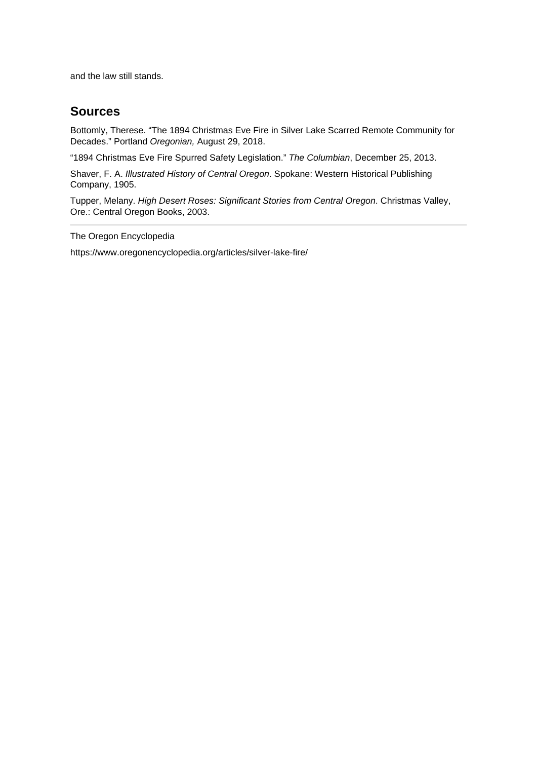and the law still stands.

## Sources

Bottomly, Therese. “The 1894 Christmas Eve Fire in Silver Lake Scarred Remote Community for Decades.” Portland *Oregonian,* August 29, 2018.

“1894 Christmas Eve Fire Spurred Safety Legislation.” *The Columbian*, December 25, 2013.

Shaver, F. A. *Illustrated History of Central Oregon*. Spokane: Western Historical Publishing Company, 1905.

Tupper, Melany. *High Desert Roses: Significant Stories from Central Oregon*. Christmas Valley, Ore.: Central Oregon Books, 2003.

---

The Oregon Encyclopedia

https://www.oregonencyclopedia.org/articles/silver-lake-fire/